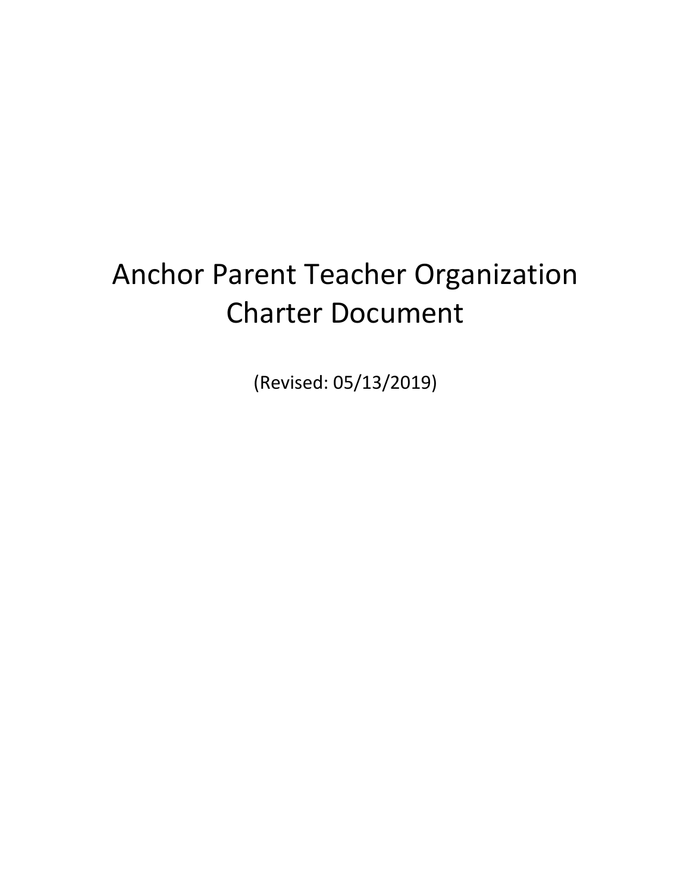# Anchor Parent Teacher Organization Charter Document

(Revised: 05/13/2019)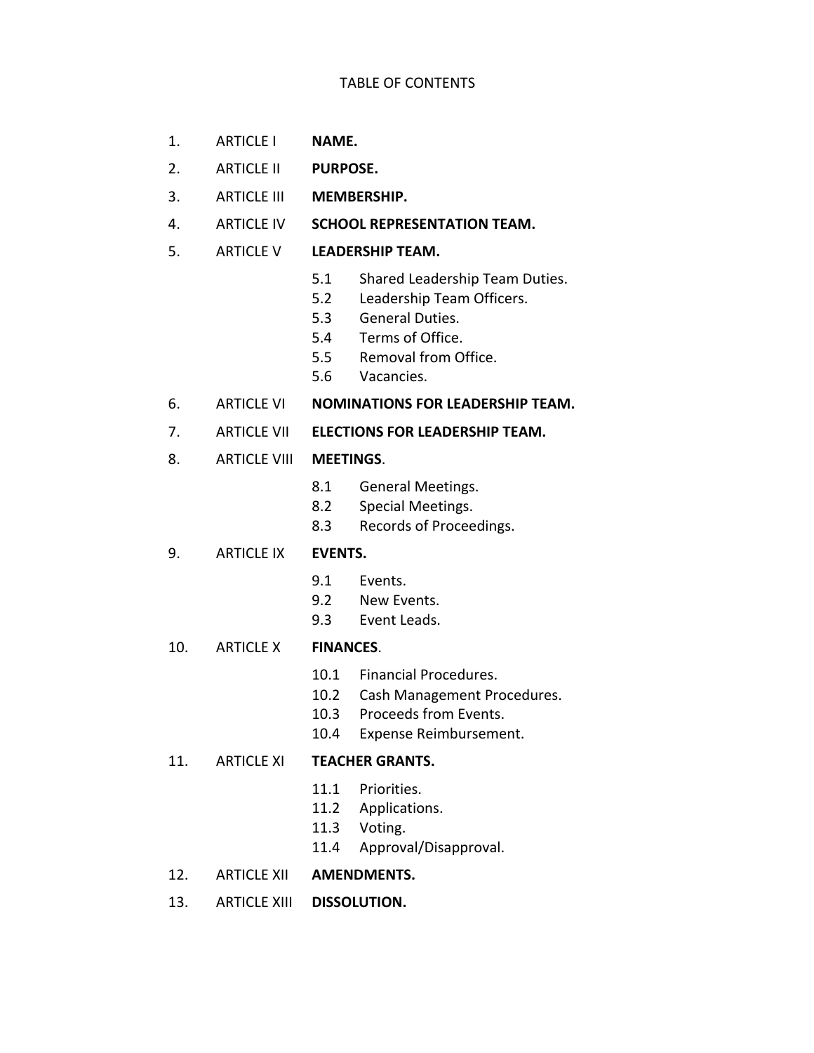TABLE OF CONTENTS

1. ARTICLE I **NAME.**
2. ARTICLE II **PURPOSE.**
3. ARTICLE III **MEMBERSHIP.**
4. ARTICLE IV **SCHOOL REPRESENTATION TEAM.**
5. ARTICLE V **LEADERSHIP TEAM.**
   - 5.1 Shared Leadership Team Duties.
   - 5.2 Leadership Team Officers.
   - 5.3 General Duties.
   - 5.4 Terms of Office.
   - 5.5 Removal from Office.
   - 5.6 Vacancies.
6. ARTICLE VI **NOMINATIONS FOR LEADERSHIP TEAM.**
7. ARTICLE VII **ELECTIONS FOR LEADERSHIP TEAM.**
8. ARTICLE VIII **MEETINGS**.
   - 8.1 General Meetings.
   - 8.2 Special Meetings.
   - 8.3 Records of Proceedings.
9. ARTICLE IX **EVENTS.**
   - 9.1 Events.
   - 9.2 New Events.
   - 9.3 Event Leads.
10. ARTICLE X **FINANCES**.
    - 10.1 Financial Procedures.
    - 10.2 Cash Management Procedures.
    - 10.3 Proceeds from Events.
    - 10.4 Expense Reimbursement.
11. ARTICLE XI **TEACHER GRANTS.**
    - 11.1 Priorities.
    - 11.2 Applications.
    - 11.3 Voting.
    - 11.4 Approval/Disapproval.
12. ARTICLE XII **AMENDMENTS.**
13. ARTICLE XIII **DISSOLUTION.**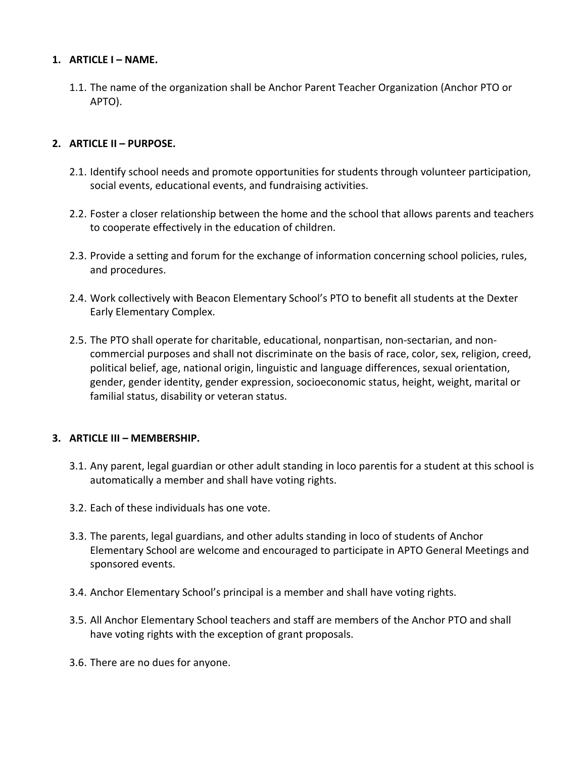1. **ARTICLE I – NAME.**

    1.1. The name of the organization shall be Anchor Parent Teacher Organization (Anchor PTO or APTO).

2. **ARTICLE II – PURPOSE.**

    2.1. Identify school needs and promote opportunities for students through volunteer participation, social events, educational events, and fundraising activities.

    2.2. Foster a closer relationship between the home and the school that allows parents and teachers to cooperate effectively in the education of children.

    2.3. Provide a setting and forum for the exchange of information concerning school policies, rules, and procedures.

    2.4. Work collectively with Beacon Elementary School's PTO to benefit all students at the Dexter Early Elementary Complex.

    2.5. The PTO shall operate for charitable, educational, nonpartisan, non-sectarian, and non-commercial purposes and shall not discriminate on the basis of race, color, sex, religion, creed, political belief, age, national origin, linguistic and language differences, sexual orientation, gender, gender identity, gender expression, socioeconomic status, height, weight, marital or familial status, disability or veteran status.

3. **ARTICLE III – MEMBERSHIP.**

    3.1. Any parent, legal guardian or other adult standing in loco parentis for a student at this school is automatically a member and shall have voting rights.

    3.2. Each of these individuals has one vote.

    3.3. The parents, legal guardians, and other adults standing in loco of students of Anchor Elementary School are welcome and encouraged to participate in APTO General Meetings and sponsored events.

    3.4. Anchor Elementary School's principal is a member and shall have voting rights.

    3.5. All Anchor Elementary School teachers and staff are members of the Anchor PTO and shall have voting rights with the exception of grant proposals.

    3.6. There are no dues for anyone.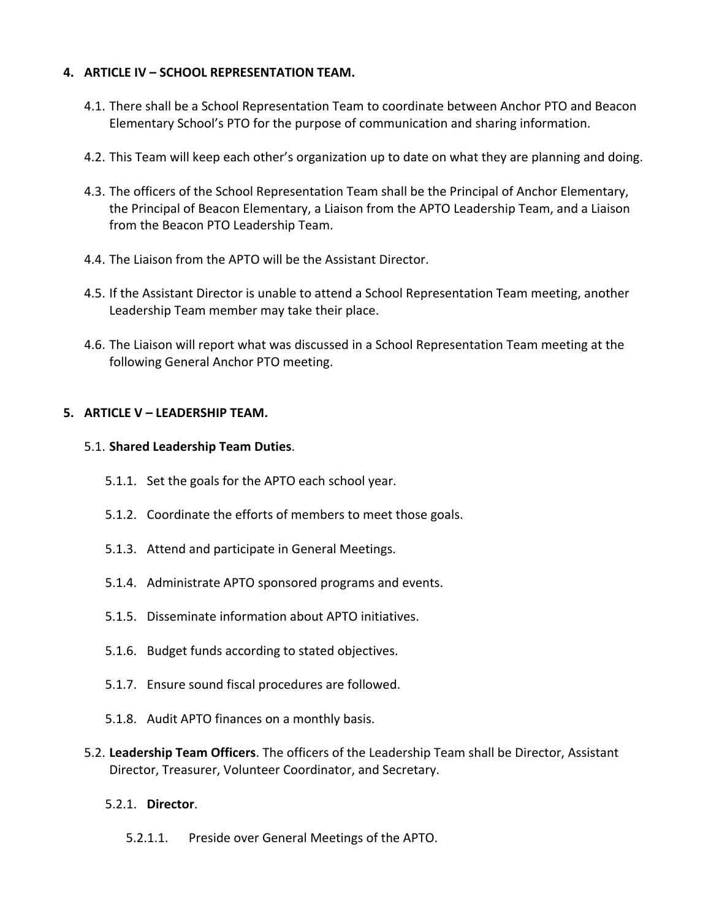## 4. ARTICLE IV – SCHOOL REPRESENTATION TEAM.

4.1. There shall be a School Representation Team to coordinate between Anchor PTO and Beacon Elementary School's PTO for the purpose of communication and sharing information.

4.2. This Team will keep each other's organization up to date on what they are planning and doing.

4.3. The officers of the School Representation Team shall be the Principal of Anchor Elementary, the Principal of Beacon Elementary, a Liaison from the APTO Leadership Team, and a Liaison from the Beacon PTO Leadership Team.

4.4. The Liaison from the APTO will be the Assistant Director.

4.5. If the Assistant Director is unable to attend a School Representation Team meeting, another Leadership Team member may take their place.

4.6. The Liaison will report what was discussed in a School Representation Team meeting at the following General Anchor PTO meeting.

## 5. ARTICLE V – LEADERSHIP TEAM.

5.1. **Shared Leadership Team Duties**.

5.1.1. Set the goals for the APTO each school year.

5.1.2. Coordinate the efforts of members to meet those goals.

5.1.3. Attend and participate in General Meetings.

5.1.4. Administrate APTO sponsored programs and events.

5.1.5. Disseminate information about APTO initiatives.

5.1.6. Budget funds according to stated objectives.

5.1.7. Ensure sound fiscal procedures are followed.

5.1.8. Audit APTO finances on a monthly basis.

5.2. **Leadership Team Officers**. The officers of the Leadership Team shall be Director, Assistant Director, Treasurer, Volunteer Coordinator, and Secretary.

5.2.1. **Director**.

5.2.1.1. Preside over General Meetings of the APTO.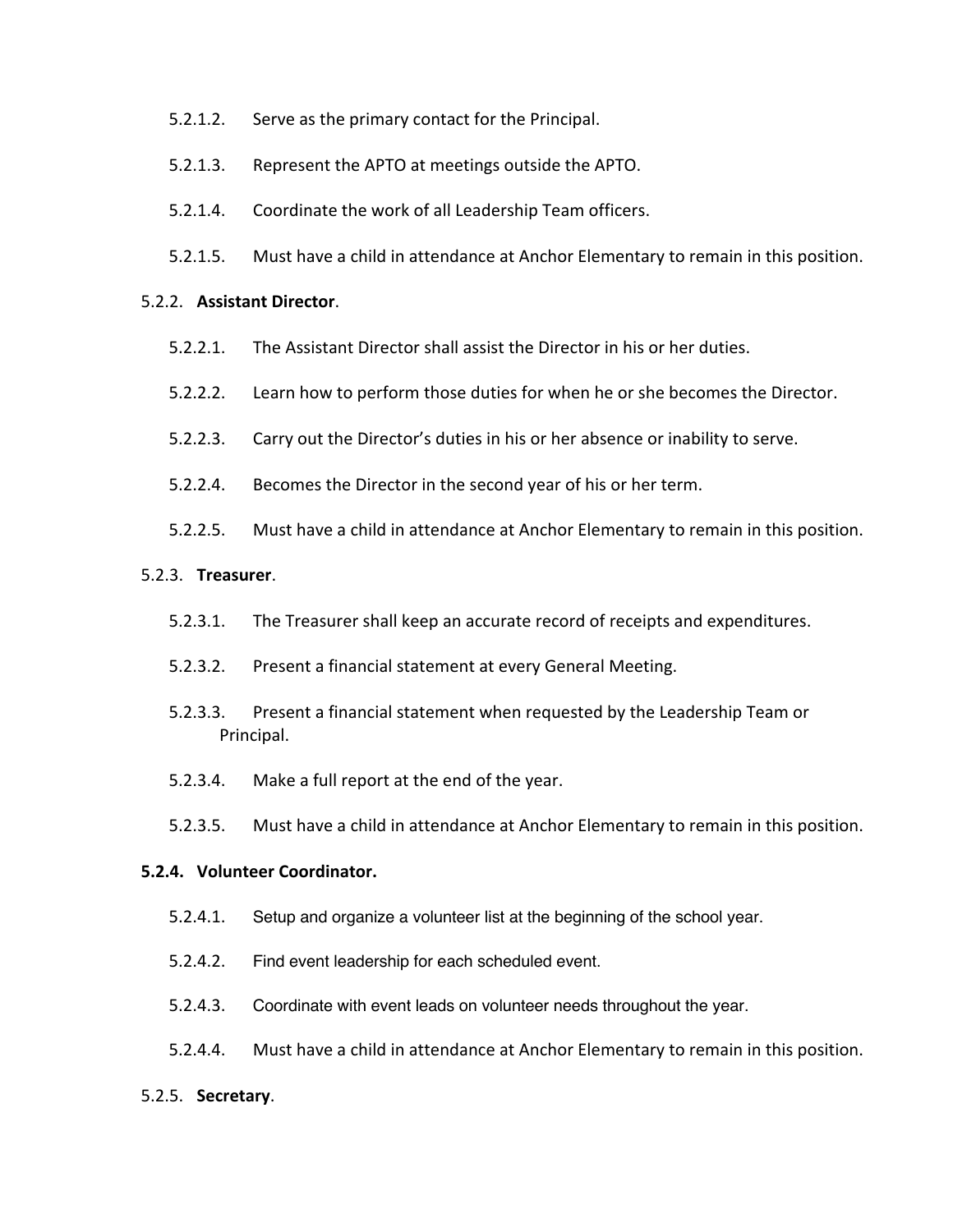5.2.1.2. Serve as the primary contact for the Principal.

5.2.1.3. Represent the APTO at meetings outside the APTO.

5.2.1.4. Coordinate the work of all Leadership Team officers.

5.2.1.5. Must have a child in attendance at Anchor Elementary to remain in this position.

5.2.2. **Assistant Director**.

5.2.2.1. The Assistant Director shall assist the Director in his or her duties.

5.2.2.2. Learn how to perform those duties for when he or she becomes the Director.

5.2.2.3. Carry out the Director's duties in his or her absence or inability to serve.

5.2.2.4. Becomes the Director in the second year of his or her term.

5.2.2.5. Must have a child in attendance at Anchor Elementary to remain in this position.

5.2.3. **Treasurer**.

5.2.3.1. The Treasurer shall keep an accurate record of receipts and expenditures.

5.2.3.2. Present a financial statement at every General Meeting.

5.2.3.3. Present a financial statement when requested by the Leadership Team or Principal.

5.2.3.4. Make a full report at the end of the year.

5.2.3.5. Must have a child in attendance at Anchor Elementary to remain in this position.

**5.2.4. Volunteer Coordinator.**

5.2.4.1. Setup and organize a volunteer list at the beginning of the school year.

5.2.4.2. Find event leadership for each scheduled event.

5.2.4.3. Coordinate with event leads on volunteer needs throughout the year.

5.2.4.4. Must have a child in attendance at Anchor Elementary to remain in this position.

5.2.5. **Secretary**.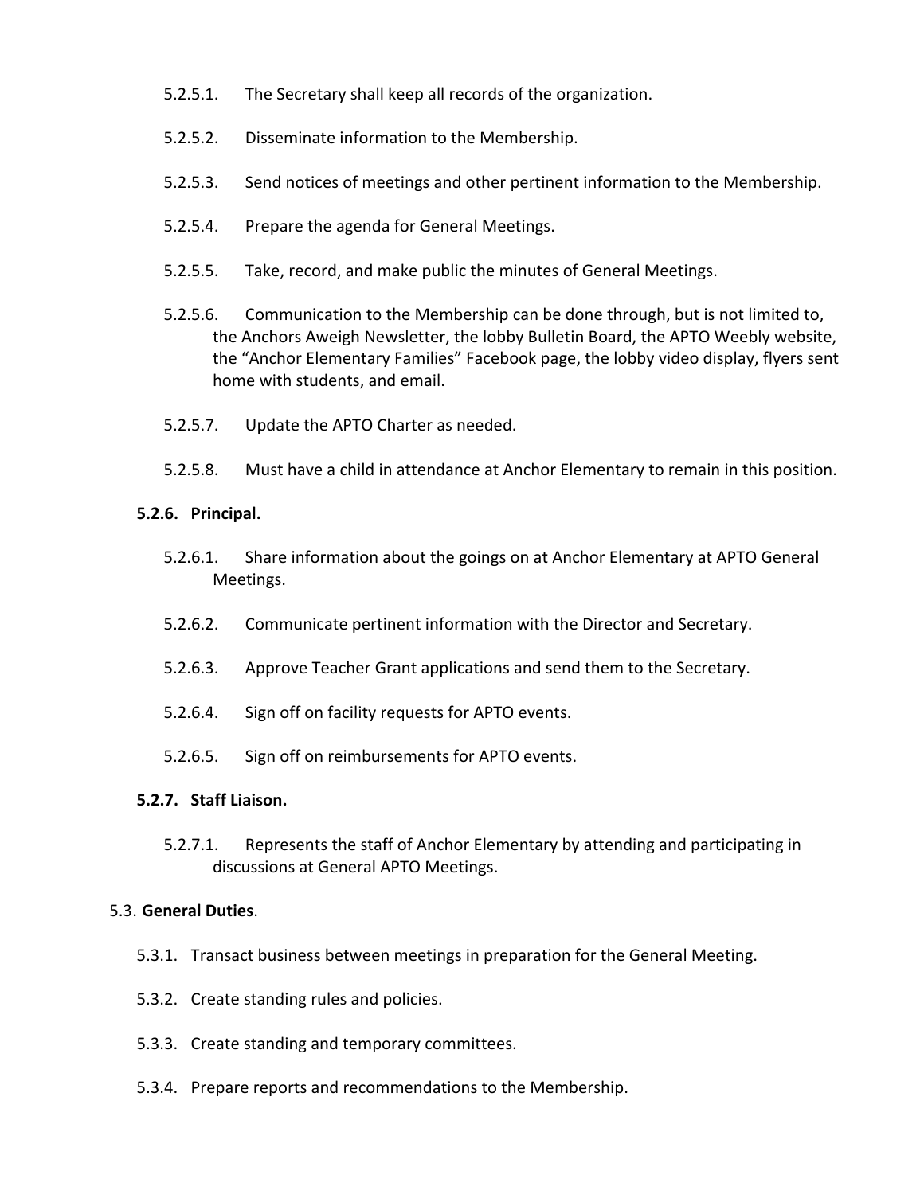5.2.5.1. The Secretary shall keep all records of the organization.

5.2.5.2. Disseminate information to the Membership.

5.2.5.3. Send notices of meetings and other pertinent information to the Membership.

5.2.5.4. Prepare the agenda for General Meetings.

5.2.5.5. Take, record, and make public the minutes of General Meetings.

5.2.5.6. Communication to the Membership can be done through, but is not limited to, the Anchors Aweigh Newsletter, the lobby Bulletin Board, the APTO Weebly website, the "Anchor Elementary Families" Facebook page, the lobby video display, flyers sent home with students, and email.

5.2.5.7. Update the APTO Charter as needed.

5.2.5.8. Must have a child in attendance at Anchor Elementary to remain in this position.

**5.2.6. Principal.**

5.2.6.1. Share information about the goings on at Anchor Elementary at APTO General Meetings.

5.2.6.2. Communicate pertinent information with the Director and Secretary.

5.2.6.3. Approve Teacher Grant applications and send them to the Secretary.

5.2.6.4. Sign off on facility requests for APTO events.

5.2.6.5. Sign off on reimbursements for APTO events.

**5.2.7. Staff Liaison.**

5.2.7.1. Represents the staff of Anchor Elementary by attending and participating in discussions at General APTO Meetings.

5.3. **General Duties**.

5.3.1. Transact business between meetings in preparation for the General Meeting.

5.3.2. Create standing rules and policies.

5.3.3. Create standing and temporary committees.

5.3.4. Prepare reports and recommendations to the Membership.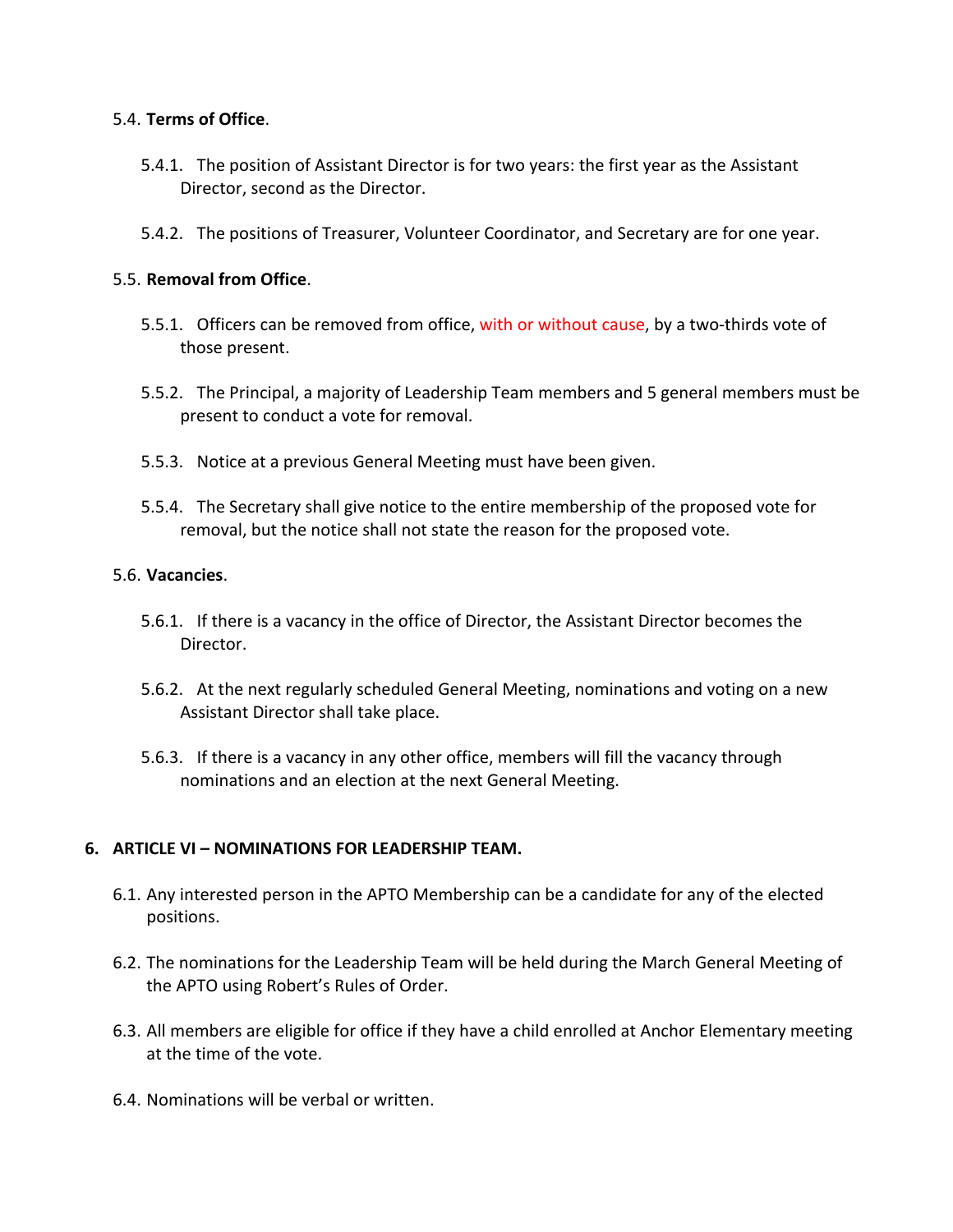5.4. **Terms of Office**.

5.4.1. The position of Assistant Director is for two years: the first year as the Assistant Director, second as the Director.

5.4.2. The positions of Treasurer, Volunteer Coordinator, and Secretary are for one year.

5.5. **Removal from Office**.

5.5.1. Officers can be removed from office, with or without cause, by a two-thirds vote of those present.

5.5.2. The Principal, a majority of Leadership Team members and 5 general members must be present to conduct a vote for removal.

5.5.3. Notice at a previous General Meeting must have been given.

5.5.4. The Secretary shall give notice to the entire membership of the proposed vote for removal, but the notice shall not state the reason for the proposed vote.

5.6. **Vacancies**.

5.6.1. If there is a vacancy in the office of Director, the Assistant Director becomes the Director.

5.6.2. At the next regularly scheduled General Meeting, nominations and voting on a new Assistant Director shall take place.

5.6.3. If there is a vacancy in any other office, members will fill the vacancy through nominations and an election at the next General Meeting.

## 6. ARTICLE VI – NOMINATIONS FOR LEADERSHIP TEAM.

6.1. Any interested person in the APTO Membership can be a candidate for any of the elected positions.

6.2. The nominations for the Leadership Team will be held during the March General Meeting of the APTO using Robert's Rules of Order.

6.3. All members are eligible for office if they have a child enrolled at Anchor Elementary meeting at the time of the vote.

6.4. Nominations will be verbal or written.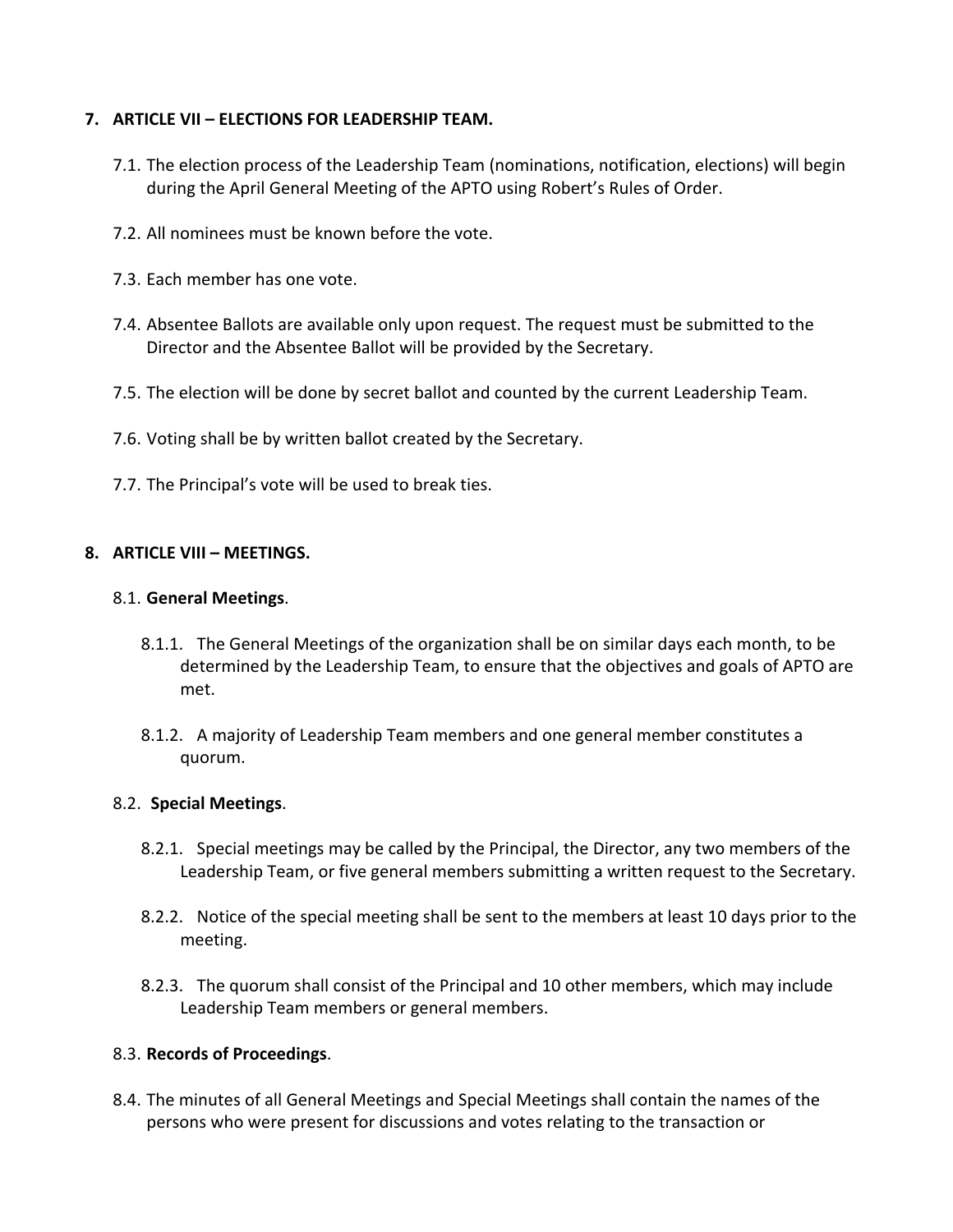## 7. ARTICLE VII – ELECTIONS FOR LEADERSHIP TEAM.

7.1. The election process of the Leadership Team (nominations, notification, elections) will begin during the April General Meeting of the APTO using Robert's Rules of Order.

7.2. All nominees must be known before the vote.

7.3. Each member has one vote.

7.4. Absentee Ballots are available only upon request. The request must be submitted to the Director and the Absentee Ballot will be provided by the Secretary.

7.5. The election will be done by secret ballot and counted by the current Leadership Team.

7.6. Voting shall be by written ballot created by the Secretary.

7.7. The Principal's vote will be used to break ties.

## 8. ARTICLE VIII – MEETINGS.

8.1. **General Meetings**.

8.1.1. The General Meetings of the organization shall be on similar days each month, to be determined by the Leadership Team, to ensure that the objectives and goals of APTO are met.

8.1.2. A majority of Leadership Team members and one general member constitutes a quorum.

8.2. **Special Meetings**.

8.2.1. Special meetings may be called by the Principal, the Director, any two members of the Leadership Team, or five general members submitting a written request to the Secretary.

8.2.2. Notice of the special meeting shall be sent to the members at least 10 days prior to the meeting.

8.2.3. The quorum shall consist of the Principal and 10 other members, which may include Leadership Team members or general members.

8.3. **Records of Proceedings**.

8.4. The minutes of all General Meetings and Special Meetings shall contain the names of the persons who were present for discussions and votes relating to the transaction or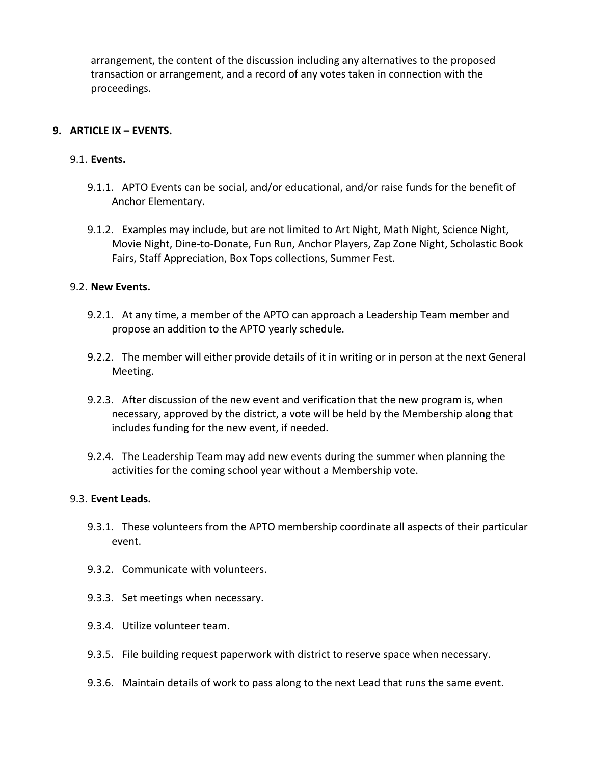arrangement, the content of the discussion including any alternatives to the proposed transaction or arrangement, and a record of any votes taken in connection with the proceedings.

## 9. ARTICLE IX – EVENTS.

### 9.1. Events.

9.1.1. APTO Events can be social, and/or educational, and/or raise funds for the benefit of Anchor Elementary.

9.1.2. Examples may include, but are not limited to Art Night, Math Night, Science Night, Movie Night, Dine-to-Donate, Fun Run, Anchor Players, Zap Zone Night, Scholastic Book Fairs, Staff Appreciation, Box Tops collections, Summer Fest.

### 9.2. New Events.

9.2.1. At any time, a member of the APTO can approach a Leadership Team member and propose an addition to the APTO yearly schedule.

9.2.2. The member will either provide details of it in writing or in person at the next General Meeting.

9.2.3. After discussion of the new event and verification that the new program is, when necessary, approved by the district, a vote will be held by the Membership along that includes funding for the new event, if needed.

9.2.4. The Leadership Team may add new events during the summer when planning the activities for the coming school year without a Membership vote.

### 9.3. Event Leads.

9.3.1. These volunteers from the APTO membership coordinate all aspects of their particular event.

9.3.2. Communicate with volunteers.

9.3.3. Set meetings when necessary.

9.3.4. Utilize volunteer team.

9.3.5. File building request paperwork with district to reserve space when necessary.

9.3.6. Maintain details of work to pass along to the next Lead that runs the same event.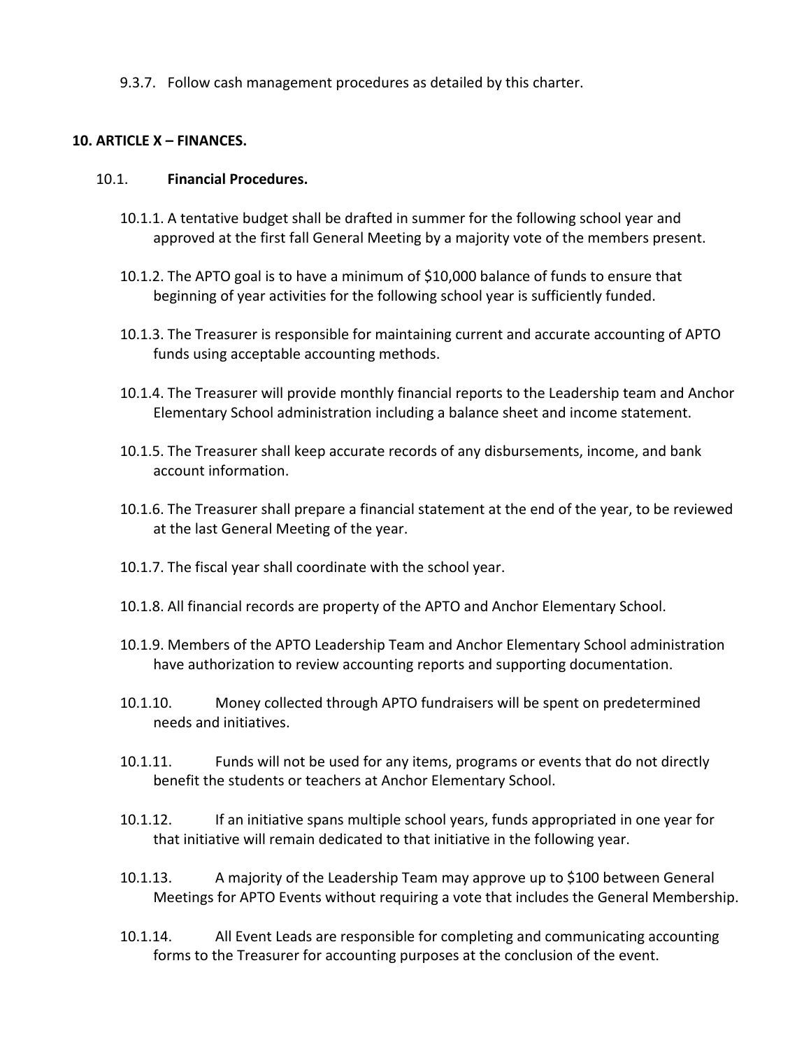9.3.7. Follow cash management procedures as detailed by this charter.

## 10. ARTICLE X – FINANCES.

### 10.1. **Financial Procedures.**

10.1.1. A tentative budget shall be drafted in summer for the following school year and approved at the first fall General Meeting by a majority vote of the members present.

10.1.2. The APTO goal is to have a minimum of $10,000 balance of funds to ensure that beginning of year activities for the following school year is sufficiently funded.

10.1.3. The Treasurer is responsible for maintaining current and accurate accounting of APTO funds using acceptable accounting methods.

10.1.4. The Treasurer will provide monthly financial reports to the Leadership team and Anchor Elementary School administration including a balance sheet and income statement.

10.1.5. The Treasurer shall keep accurate records of any disbursements, income, and bank account information.

10.1.6. The Treasurer shall prepare a financial statement at the end of the year, to be reviewed at the last General Meeting of the year.

10.1.7. The fiscal year shall coordinate with the school year.

10.1.8. All financial records are property of the APTO and Anchor Elementary School.

10.1.9. Members of the APTO Leadership Team and Anchor Elementary School administration have authorization to review accounting reports and supporting documentation.

10.1.10. Money collected through APTO fundraisers will be spent on predetermined needs and initiatives.

10.1.11. Funds will not be used for any items, programs or events that do not directly benefit the students or teachers at Anchor Elementary School.

10.1.12. If an initiative spans multiple school years, funds appropriated in one year for that initiative will remain dedicated to that initiative in the following year.

10.1.13. A majority of the Leadership Team may approve up to $100 between General Meetings for APTO Events without requiring a vote that includes the General Membership.

10.1.14. All Event Leads are responsible for completing and communicating accounting forms to the Treasurer for accounting purposes at the conclusion of the event.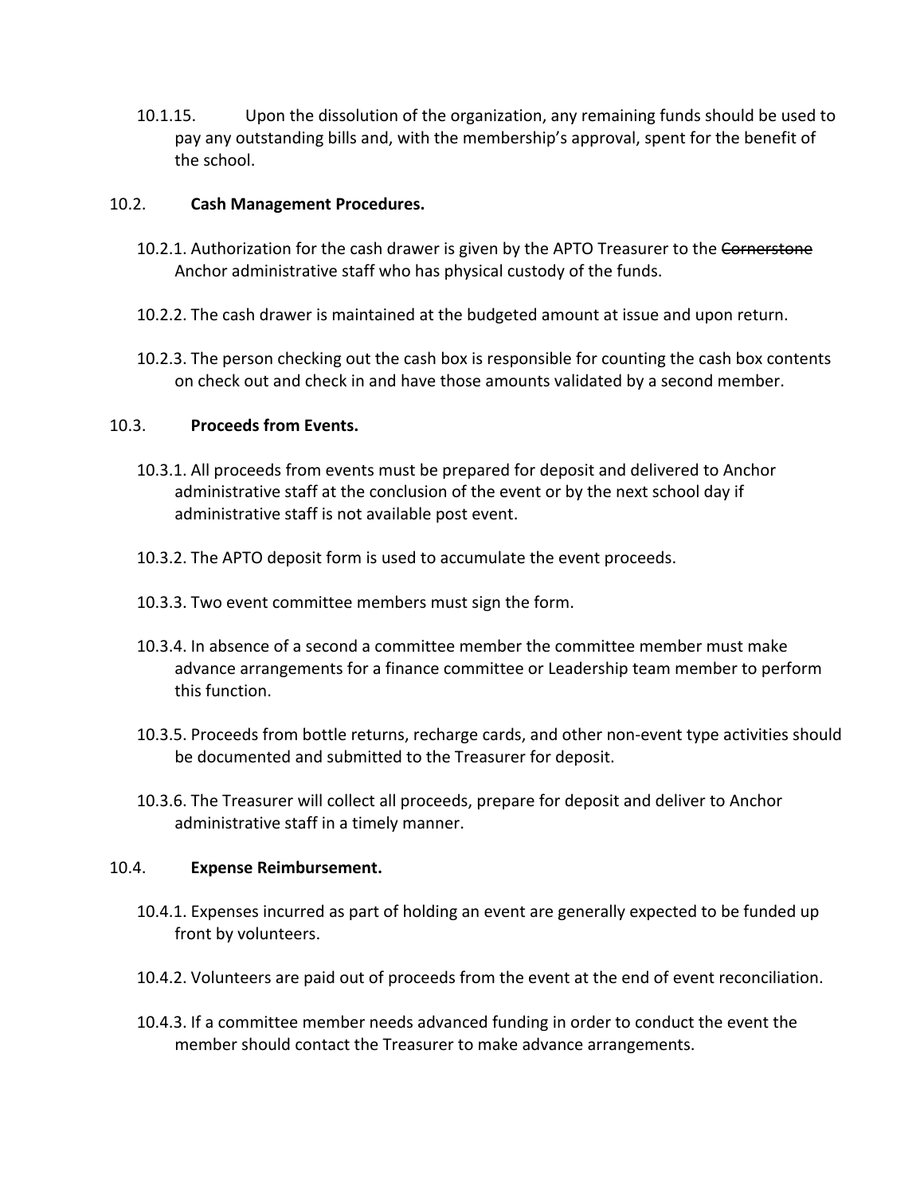10.1.15. Upon the dissolution of the organization, any remaining funds should be used to pay any outstanding bills and, with the membership's approval, spent for the benefit of the school.

10.2. **Cash Management Procedures.**

10.2.1. Authorization for the cash drawer is given by the APTO Treasurer to the ~~Cornerstone~~ Anchor administrative staff who has physical custody of the funds.

10.2.2. The cash drawer is maintained at the budgeted amount at issue and upon return.

10.2.3. The person checking out the cash box is responsible for counting the cash box contents on check out and check in and have those amounts validated by a second member.

10.3. **Proceeds from Events.**

10.3.1. All proceeds from events must be prepared for deposit and delivered to Anchor administrative staff at the conclusion of the event or by the next school day if administrative staff is not available post event.

10.3.2. The APTO deposit form is used to accumulate the event proceeds.

10.3.3. Two event committee members must sign the form.

10.3.4. In absence of a second a committee member the committee member must make advance arrangements for a finance committee or Leadership team member to perform this function.

10.3.5. Proceeds from bottle returns, recharge cards, and other non-event type activities should be documented and submitted to the Treasurer for deposit.

10.3.6. The Treasurer will collect all proceeds, prepare for deposit and deliver to Anchor administrative staff in a timely manner.

10.4. **Expense Reimbursement.**

10.4.1. Expenses incurred as part of holding an event are generally expected to be funded up front by volunteers.

10.4.2. Volunteers are paid out of proceeds from the event at the end of event reconciliation.

10.4.3. If a committee member needs advanced funding in order to conduct the event the member should contact the Treasurer to make advance arrangements.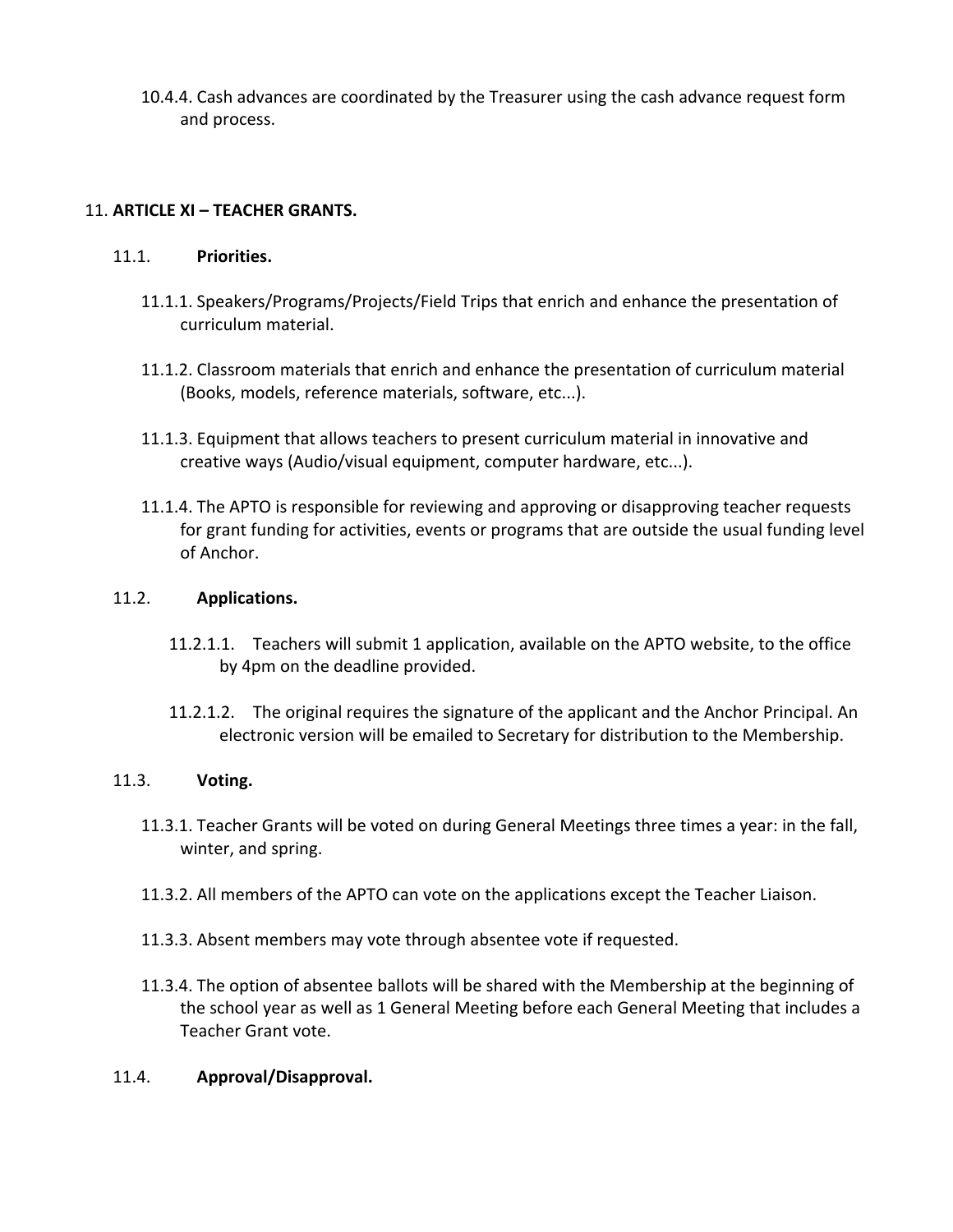10.4.4. Cash advances are coordinated by the Treasurer using the cash advance request form and process.

## 11. **ARTICLE XI – TEACHER GRANTS.**

### 11.1. **Priorities.**

11.1.1. Speakers/Programs/Projects/Field Trips that enrich and enhance the presentation of curriculum material.

11.1.2. Classroom materials that enrich and enhance the presentation of curriculum material (Books, models, reference materials, software, etc...).

11.1.3. Equipment that allows teachers to present curriculum material in innovative and creative ways (Audio/visual equipment, computer hardware, etc...).

11.1.4. The APTO is responsible for reviewing and approving or disapproving teacher requests for grant funding for activities, events or programs that are outside the usual funding level of Anchor.

### 11.2. **Applications.**

11.2.1.1. Teachers will submit 1 application, available on the APTO website, to the office by 4pm on the deadline provided.

11.2.1.2. The original requires the signature of the applicant and the Anchor Principal. An electronic version will be emailed to Secretary for distribution to the Membership.

### 11.3. **Voting.**

11.3.1. Teacher Grants will be voted on during General Meetings three times a year: in the fall, winter, and spring.

11.3.2. All members of the APTO can vote on the applications except the Teacher Liaison.

11.3.3. Absent members may vote through absentee vote if requested.

11.3.4. The option of absentee ballots will be shared with the Membership at the beginning of the school year as well as 1 General Meeting before each General Meeting that includes a Teacher Grant vote.

### 11.4. **Approval/Disapproval.**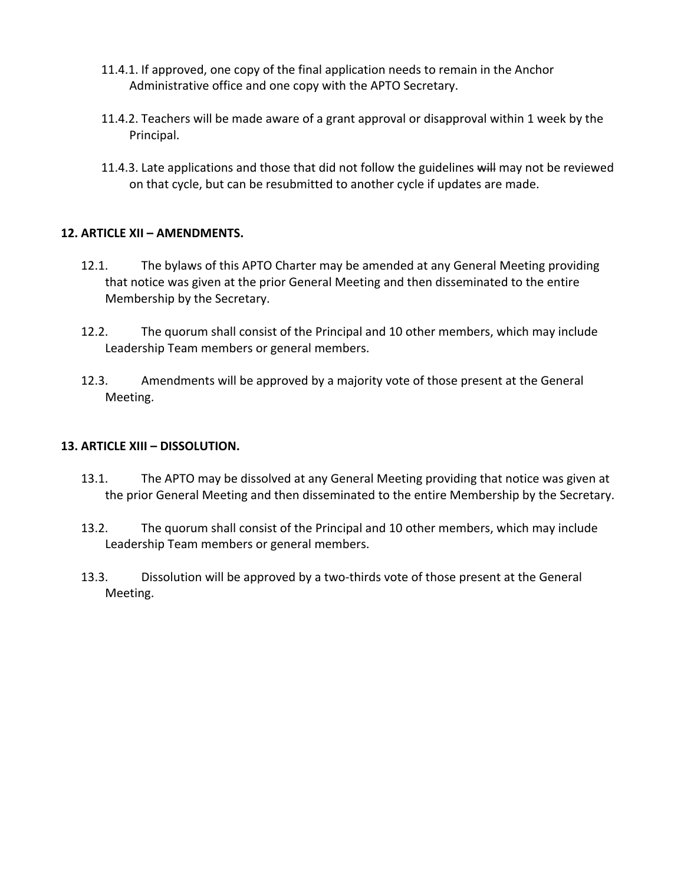11.4.1. If approved, one copy of the final application needs to remain in the Anchor Administrative office and one copy with the APTO Secretary.

11.4.2. Teachers will be made aware of a grant approval or disapproval within 1 week by the Principal.

11.4.3. Late applications and those that did not follow the guidelines ~~will~~ may not be reviewed on that cycle, but can be resubmitted to another cycle if updates are made.

## 12. ARTICLE XII – AMENDMENTS.

12.1. The bylaws of this APTO Charter may be amended at any General Meeting providing that notice was given at the prior General Meeting and then disseminated to the entire Membership by the Secretary.

12.2. The quorum shall consist of the Principal and 10 other members, which may include Leadership Team members or general members.

12.3. Amendments will be approved by a majority vote of those present at the General Meeting.

## 13. ARTICLE XIII – DISSOLUTION.

13.1. The APTO may be dissolved at any General Meeting providing that notice was given at the prior General Meeting and then disseminated to the entire Membership by the Secretary.

13.2. The quorum shall consist of the Principal and 10 other members, which may include Leadership Team members or general members.

13.3. Dissolution will be approved by a two-thirds vote of those present at the General Meeting.